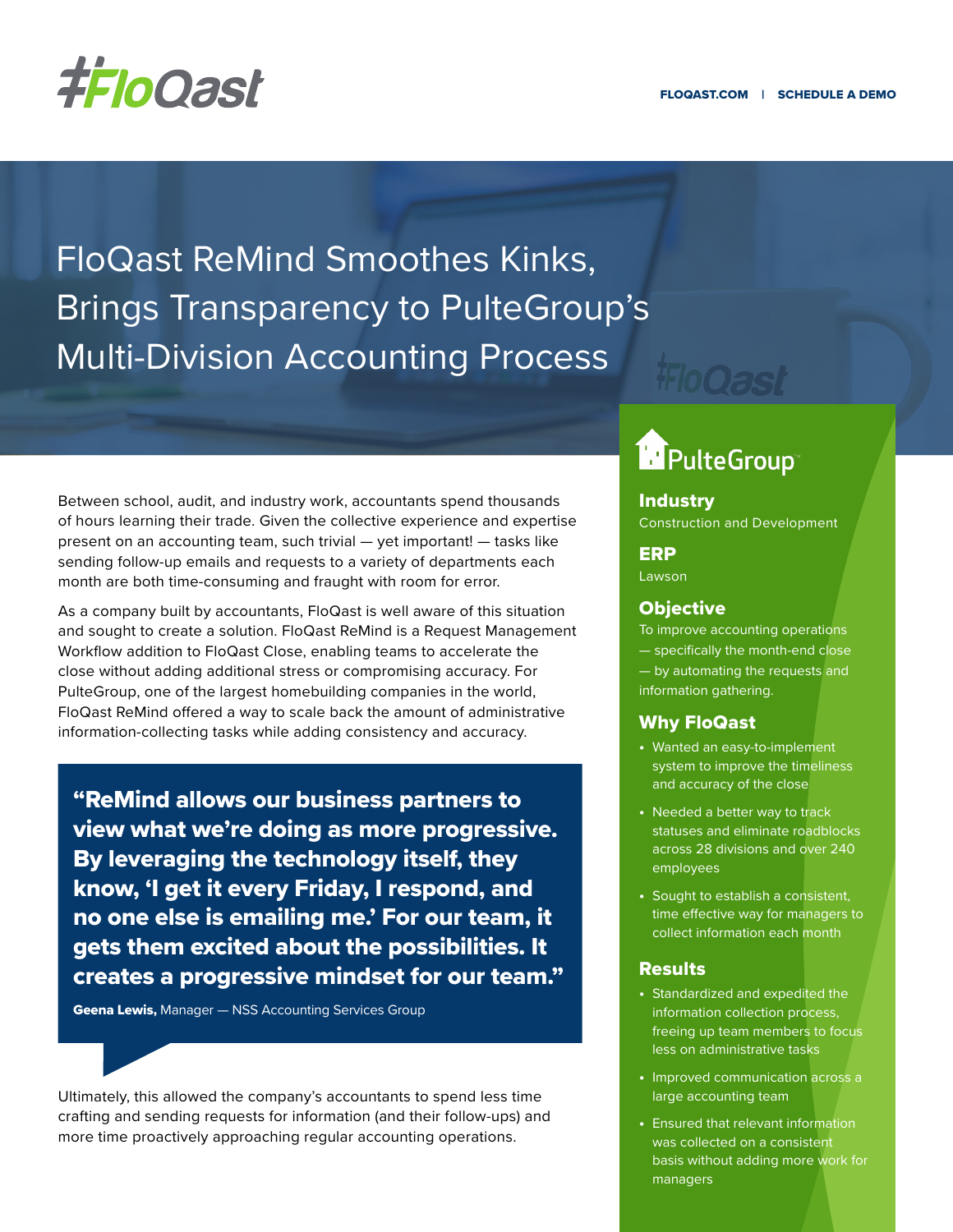FLOQAST.COM | SCHEDULE A DEMO

# FloQast ReMind Smoothes Kinks, Brings Transparency to PulteGroup's Multi-Division Accounting Process

Between school, audit, and industry work, accountants spend thousands of hours learning their trade. Given the collective experience and expertise present on an accounting team, such trivial — yet important! — tasks like sending follow-up emails and requests to a variety of departments each month are both time-consuming and fraught with room for error.

As a company built by accountants, FloQast is well aware of this situation and sought to create a solution. FloQast ReMind is a Request Management Workflow addition to FloQast Close, enabling teams to accelerate the close without adding additional stress or compromising accuracy. For PulteGroup, one of the largest homebuilding companies in the world, FloQast ReMind offered a way to scale back the amount of administrative information-collecting tasks while adding consistency and accuracy.

> **"ReMind allows our business partners to view what we're doing as more progressive. By leveraging the technology itself, they know, 'I get it every Friday, I respond, and no one else is emailing me.' For our team, it gets them excited about the possibilities. It creates a progressive mindset for our team."**
>
> **Geena Lewis,** Manager — NSS Accounting Services Group

Ultimately, this allowed the company's accountants to spend less time crafting and sending requests for information (and their follow-ups) and more time proactively approaching regular accounting operations.

## PulteGroup

### Industry

Construction and Development

### ERP

Lawson

### Objective

To improve accounting operations — specifically the month-end close — by automating the requests and information gathering.

### Why FloQast

- Wanted an easy-to-implement system to improve the timeliness and accuracy of the close
- Needed a better way to track statuses and eliminate roadblocks across 28 divisions and over 240 employees
- Sought to establish a consistent, time effective way for managers to collect information each month

### Results

- Standardized and expedited the information collection process, freeing up team members to focus less on administrative tasks
- Improved communication across a large accounting team
- Ensured that relevant information was collected on a consistent basis without adding more work for managers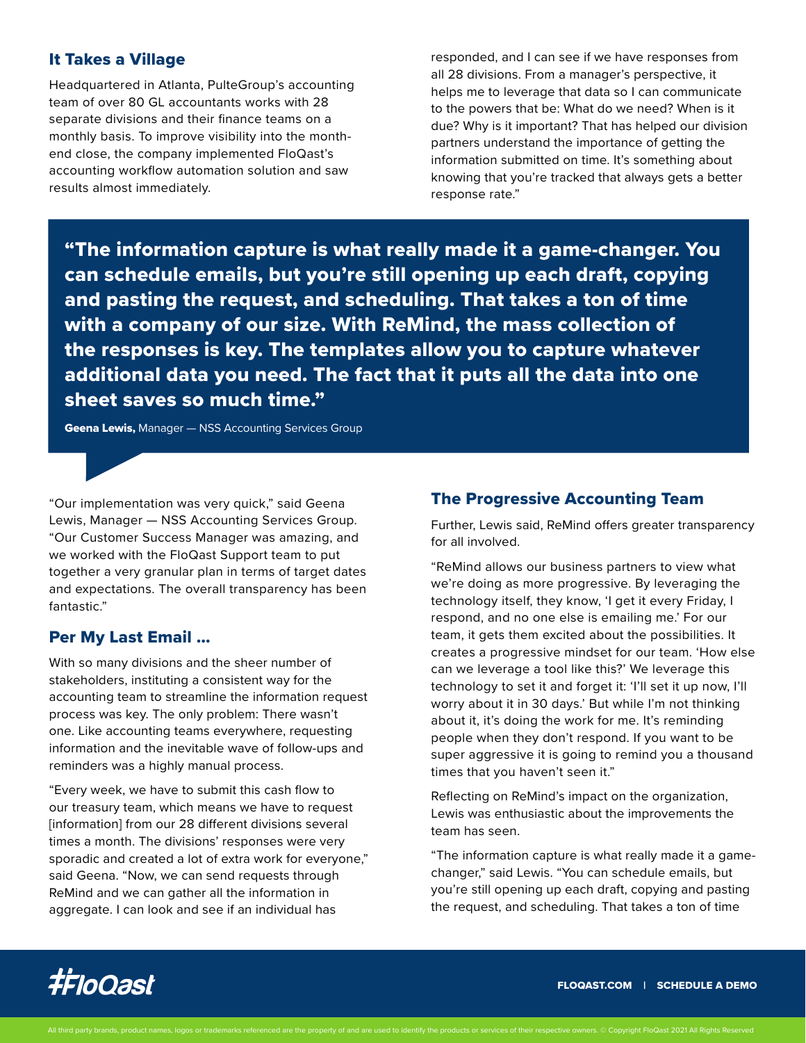## It Takes a Village

Headquartered in Atlanta, PulteGroup's accounting team of over 80 GL accountants works with 28 separate divisions and their finance teams on a monthly basis. To improve visibility into the month-end close, the company implemented FloQast's accounting workflow automation solution and saw results almost immediately.

"Our implementation was very quick," said Geena Lewis, Manager — NSS Accounting Services Group. "Our Customer Success Manager was amazing, and we worked with the FloQast Support team to put together a very granular plan in terms of target dates and expectations. The overall transparency has been fantastic."

## Per My Last Email ...

With so many divisions and the sheer number of stakeholders, instituting a consistent way for the accounting team to streamline the information request process was key. The only problem: There wasn't one. Like accounting teams everywhere, requesting information and the inevitable wave of follow-ups and reminders was a highly manual process.

"Every week, we have to submit this cash flow to our treasury team, which means we have to request [information] from our 28 different divisions several times a month. The divisions' responses were very sporadic and created a lot of extra work for everyone," said Geena. "Now, we can send requests through ReMind and we can gather all the information in aggregate. I can look and see if an individual has responded, and I can see if we have responses from all 28 divisions. From a manager's perspective, it helps me to leverage that data so I can communicate to the powers that be: What do we need? When is it due? Why is it important? That has helped our division partners understand the importance of getting the information submitted on time. It's something about knowing that you're tracked that always gets a better response rate."

> **"The information capture is what really made it a game-changer. You can schedule emails, but you're still opening up each draft, copying and pasting the request, and scheduling. That takes a ton of time with a company of our size. With ReMind, the mass collection of the responses is key. The templates allow you to capture whatever additional data you need. The fact that it puts all the data into one sheet saves so much time."**
>
> **Geena Lewis,** Manager — NSS Accounting Services Group

## The Progressive Accounting Team

Further, Lewis said, ReMind offers greater transparency for all involved.

"ReMind allows our business partners to view what we're doing as more progressive. By leveraging the technology itself, they know, 'I get it every Friday, I respond, and no one else is emailing me.' For our team, it gets them excited about the possibilities. It creates a progressive mindset for our team. 'How else can we leverage a tool like this?' We leverage this technology to set it and forget it: 'I'll set it up now, I'll worry about it in 30 days.' But while I'm not thinking about it, it's doing the work for me. It's reminding people when they don't respond. If you want to be super aggressive it is going to remind you a thousand times that you haven't seen it."

Reflecting on ReMind's impact on the organization, Lewis was enthusiastic about the improvements the team has seen.

"The information capture is what really made it a game-changer," said Lewis. "You can schedule emails, but you're still opening up each draft, copying and pasting the request, and scheduling. That takes a ton of time

FLOQAST.COM | SCHEDULE A DEMO

All third party brands, product names, logos or trademarks referenced are the property of and are used to identify the products or services of their respective owners. © Copyright FloQast 2021 All Rights Reserved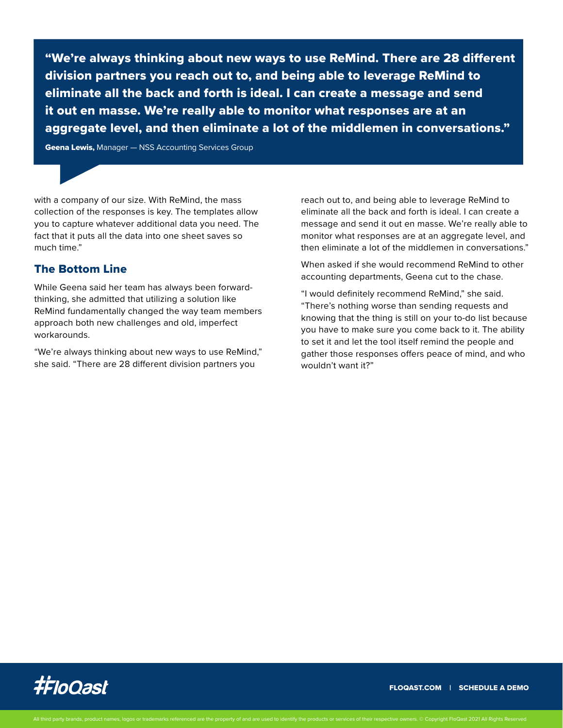> **"We're always thinking about new ways to use ReMind. There are 28 different division partners you reach out to, and being able to leverage ReMind to eliminate all the back and forth is ideal. I can create a message and send it out en masse. We're really able to monitor what responses are at an aggregate level, and then eliminate a lot of the middlemen in conversations."**
>
> **Geena Lewis,** Manager — NSS Accounting Services Group

with a company of our size. With ReMind, the mass collection of the responses is key. The templates allow you to capture whatever additional data you need. The fact that it puts all the data into one sheet saves so much time."

## The Bottom Line

While Geena said her team has always been forward-thinking, she admitted that utilizing a solution like ReMind fundamentally changed the way team members approach both new challenges and old, imperfect workarounds.

"We're always thinking about new ways to use ReMind," she said. "There are 28 different division partners you reach out to, and being able to leverage ReMind to eliminate all the back and forth is ideal. I can create a message and send it out en masse. We're really able to monitor what responses are at an aggregate level, and then eliminate a lot of the middlemen in conversations."

When asked if she would recommend ReMind to other accounting departments, Geena cut to the chase.

"I would definitely recommend ReMind," she said. "There's nothing worse than sending requests and knowing that the thing is still on your to-do list because you have to make sure you come back to it. The ability to set it and let the tool itself remind the people and gather those responses offers peace of mind, and who wouldn't want it?"

FloQast

FLOQAST.COM | SCHEDULE A DEMO

All third party brands, product names, logos or trademarks referenced are the property of and are used to identify the products or services of their respective owners. © Copyright FloQast 2021 All Rights Reserved